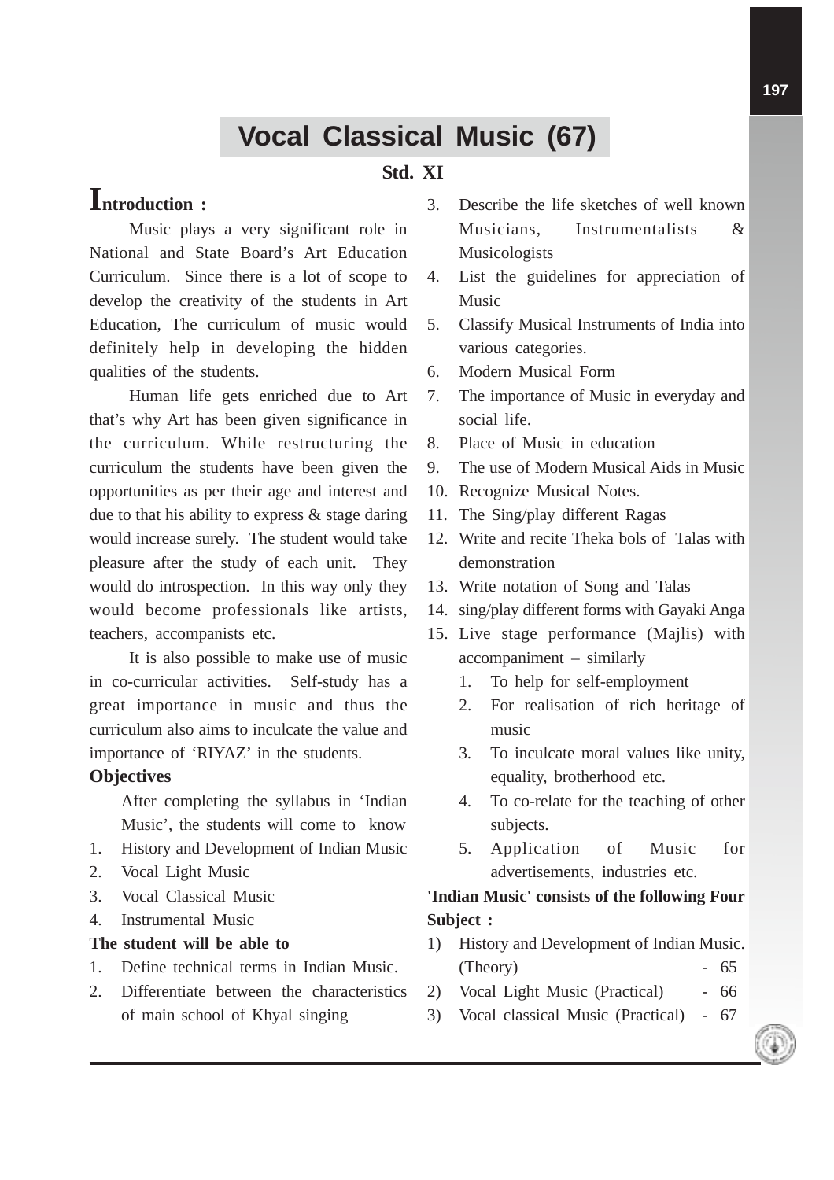# Vocal Classical Music (67)

## Std. XI

### Introduction :

Music plays a very significant role in National and State Board's Art Education Curriculum. Since there is a lot of scope to develop the creativity of the students in Art Education, The curriculum of music would definitely help in developing the hidden qualities of the students.

Human life gets enriched due to Art that's why Art has been given significance in the curriculum. While restructuring the curriculum the students have been given the opportunities as per their age and interest and due to that his ability to express & stage daring would increase surely. The student would take pleasure after the study of each unit. They would do introspection. In this way only they would become professionals like artists, teachers, accompanists etc.

It is also possible to make use of music in co-curricular activities. Self-study has a great importance in music and thus the curriculum also aims to inculcate the value and importance of 'RIYAZ' in the students.

**Objectives**

After completing the syllabus in 'Indian Music', the students will come to know

1. History and Development of Indian Music
2. Vocal Light Music
3. Vocal Classical Music
4. Instrumental Music

**The student will be able to**

1. Define technical terms in Indian Music.
2. Differentiate between the characteristics of main school of Khyal singing
3. Describe the life sketches of well known Musicians, Instrumentalists & Musicologists
4. List the guidelines for appreciation of Music
5. Classify Musical Instruments of India into various categories.
6. Modern Musical Form
7. The importance of Music in everyday and social life.
8. Place of Music in education
9. The use of Modern Musical Aids in Music
10. Recognize Musical Notes.
11. The Sing/play different Ragas
12. Write and recite Theka bols of Talas with demonstration
13. Write notation of Song and Talas
14. sing/play different forms with Gayaki Anga
15. Live stage performance (Majlis) with accompaniment – similarly
    1. To help for self-employment
    2. For realisation of rich heritage of music
    3. To inculcate moral values like unity, equality, brotherhood etc.
    4. To co-relate for the teaching of other subjects.
    5. Application of Music for advertisements, industries etc.

**'Indian Music' consists of the following Four Subject :**

1) History and Development of Indian Music. (Theory) - 65
2) Vocal Light Music (Practical) - 66
3) Vocal classical Music (Practical) - 67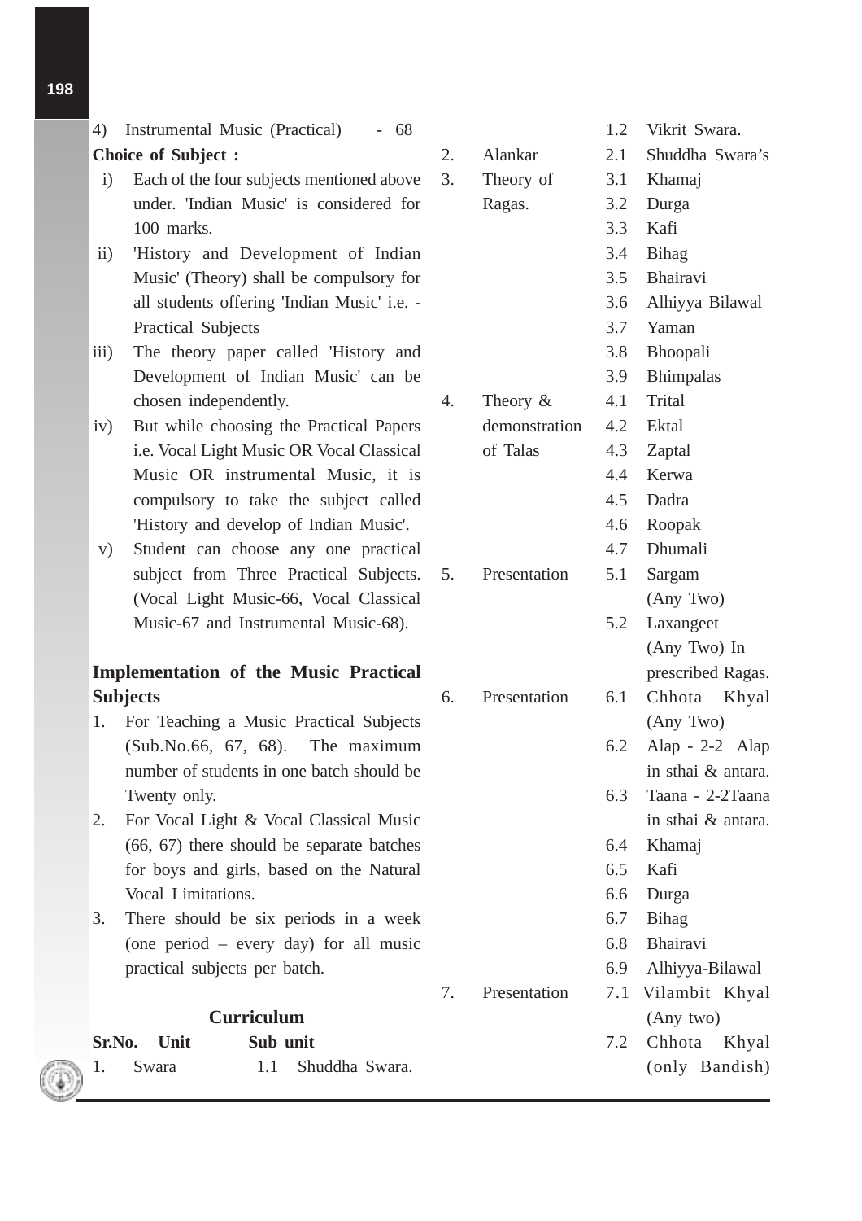4) Instrumental Music (Practical) - 68

**Choice of Subject :**

i) Each of the four subjects mentioned above under. 'Indian Music' is considered for 100 marks.

ii) 'History and Development of Indian Music' (Theory) shall be compulsory for all students offering 'Indian Music' i.e. - Practical Subjects

iii) The theory paper called 'History and Development of Indian Music' can be chosen independently.

iv) But while choosing the Practical Papers i.e. Vocal Light Music OR Vocal Classical Music OR instrumental Music, it is compulsory to take the subject called 'History and develop of Indian Music'.

v) Student can choose any one practical subject from Three Practical Subjects. (Vocal Light Music-66, Vocal Classical Music-67 and Instrumental Music-68).

**Implementation of the Music Practical Subjects**

1. For Teaching a Music Practical Subjects (Sub.No.66, 67, 68). The maximum number of students in one batch should be Twenty only.
2. For Vocal Light & Vocal Classical Music (66, 67) there should be separate batches for boys and girls, based on the Natural Vocal Limitations.
3. There should be six periods in a week (one period – every day) for all music practical subjects per batch.

**Curriculum**

| Sr.No. | Unit | Sub unit | |
|---|---|---|---|
| 1. | Swara | 1.1 | Shuddha Swara. |
| | | 1.2 | Vikrit Swara. |
| 2. | Alankar | 2.1 | Shuddha Swara's |
| 3. | Theory of Ragas. | 3.1 | Khamaj |
| | | 3.2 | Durga |
| | | 3.3 | Kafi |
| | | 3.4 | Bihag |
| | | 3.5 | Bhairavi |
| | | 3.6 | Alhiyya Bilawal |
| | | 3.7 | Yaman |
| | | 3.8 | Bhoopali |
| | | 3.9 | Bhimpalas |
| 4. | Theory & demonstration of Talas | 4.1 | Trital |
| | | 4.2 | Ektal |
| | | 4.3 | Zaptal |
| | | 4.4 | Kerwa |
| | | 4.5 | Dadra |
| | | 4.6 | Roopak |
| | | 4.7 | Dhumali |
| 5. | Presentation | 5.1 | Sargam (Any Two) |
| | | 5.2 | Laxangeet (Any Two) In prescribed Ragas. |
| 6. | Presentation | 6.1 | Chhota Khyal (Any Two) |
| | | 6.2 | Alap - 2-2 Alap in sthai & antara. |
| | | 6.3 | Taana - 2-2Taana in sthai & antara. |
| | | 6.4 | Khamaj |
| | | 6.5 | Kafi |
| | | 6.6 | Durga |
| | | 6.7 | Bihag |
| | | 6.8 | Bhairavi |
| | | 6.9 | Alhiyya-Bilawal |
| 7. | Presentation | 7.1 | Vilambit Khyal (Any two) |
| | | 7.2 | Chhota Khyal (only Bandish) |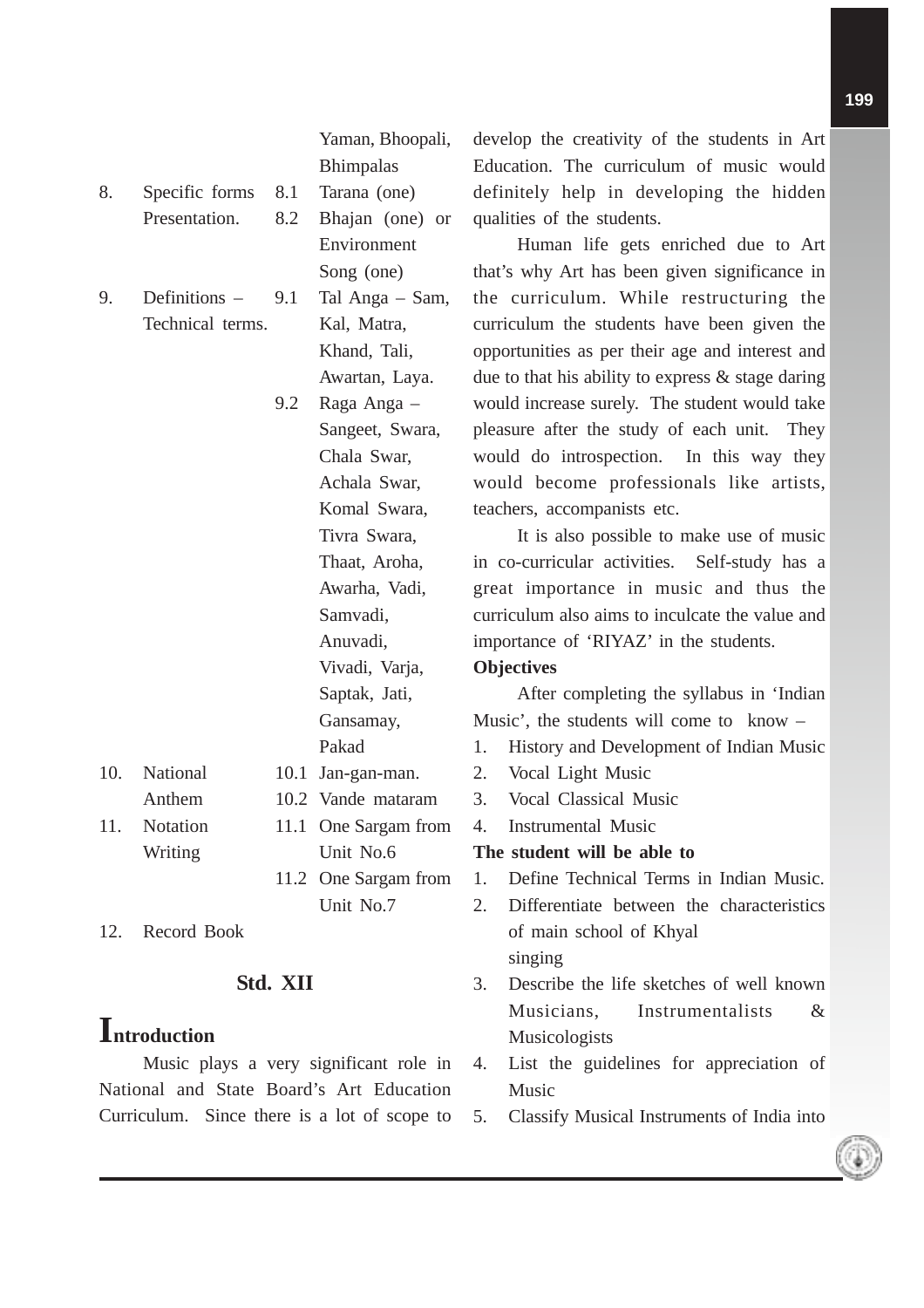| | | | |
|---|---|---|---|
| | | | Yaman, Bhoopali, Bhimpalas |
| 8. | Specific forms Presentation. | 8.1 | Tarana (one) |
| | | 8.2 | Bhajan (one) or Environment Song (one) |
| 9. | Definitions – Technical terms. | 9.1 | Tal Anga – Sam, Kal, Matra, Khand, Tali, Awartan, Laya. |
| | | 9.2 | Raga Anga – Sangeet, Swara, Chala Swar, Achala Swar, Komal Swara, Tivra Swara, Thaat, Aroha, Awarha, Vadi, Samvadi, Anuvadi, Vivadi, Varja, Saptak, Jati, Gansamay, Pakad |
| 10. | National Anthem | 10.1 | Jan-gan-man. |
| | | 10.2 | Vande mataram |
| 11. | Notation Writing | 11.1 | One Sargam from Unit No.6 |
| | | 11.2 | One Sargam from Unit No.7 |
| 12. | Record Book | | |

## Std. XII

## Introduction

Music plays a very significant role in National and State Board's Art Education Curriculum. Since there is a lot of scope to develop the creativity of the students in Art Education. The curriculum of music would definitely help in developing the hidden qualities of the students.

Human life gets enriched due to Art that's why Art has been given significance in the curriculum. While restructuring the curriculum the students have been given the opportunities as per their age and interest and due to that his ability to express & stage daring would increase surely. The student would take pleasure after the study of each unit. They would do introspection. In this way they would become professionals like artists, teachers, accompanists etc.

It is also possible to make use of music in co-curricular activities. Self-study has a great importance in music and thus the curriculum also aims to inculcate the value and importance of 'RIYAZ' in the students.

**Objectives**

After completing the syllabus in 'Indian Music', the students will come to know –

1. History and Development of Indian Music
2. Vocal Light Music
3. Vocal Classical Music
4. Instrumental Music

**The student will be able to**

1. Define Technical Terms in Indian Music.
2. Differentiate between the characteristics of main school of Khyal singing
3. Describe the life sketches of well known Musicians, Instrumentalists & Musicologists
4. List the guidelines for appreciation of Music
5. Classify Musical Instruments of India into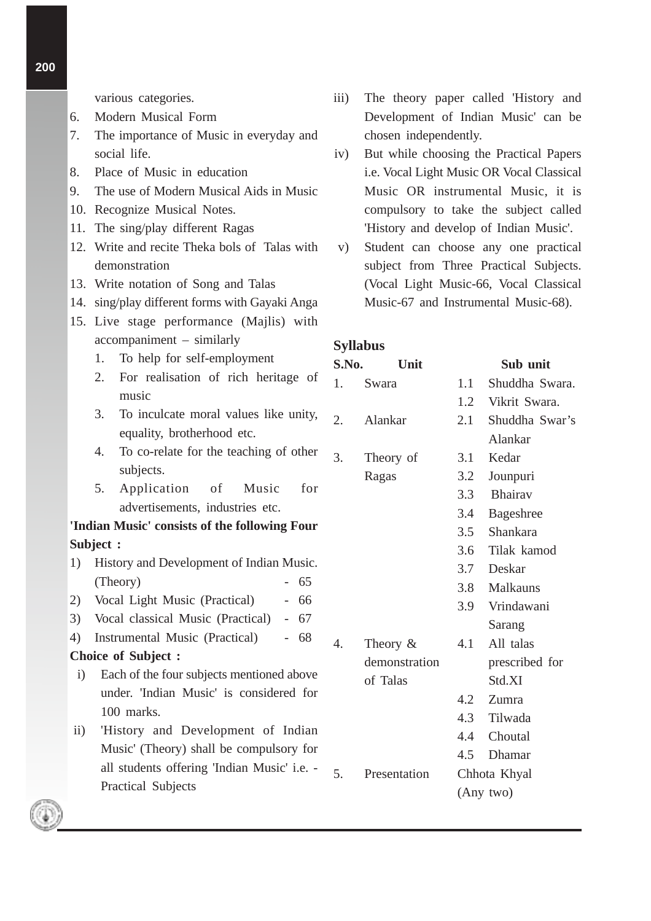various categories.

6. Modern Musical Form
7. The importance of Music in everyday and social life.
8. Place of Music in education
9. The use of Modern Musical Aids in Music
10. Recognize Musical Notes.
11. The sing/play different Ragas
12. Write and recite Theka bols of Talas with demonstration
13. Write notation of Song and Talas
14. sing/play different forms with Gayaki Anga
15. Live stage performance (Majlis) with accompaniment – similarly
    1. To help for self-employment
    2. For realisation of rich heritage of music
    3. To inculcate moral values like unity, equality, brotherhood etc.
    4. To co-relate for the teaching of other subjects.
    5. Application of Music for advertisements, industries etc.

**'Indian Music' consists of the following Four Subject :**

1) History and Development of Indian Music. (Theory) - 65
2) Vocal Light Music (Practical) - 66
3) Vocal classical Music (Practical) - 67
4) Instrumental Music (Practical) - 68

**Choice of Subject :**

i) Each of the four subjects mentioned above under. 'Indian Music' is considered for 100 marks.

ii) 'History and Development of Indian Music' (Theory) shall be compulsory for all students offering 'Indian Music' i.e. - Practical Subjects

iii) The theory paper called 'History and Development of Indian Music' can be chosen independently.

iv) But while choosing the Practical Papers i.e. Vocal Light Music OR Vocal Classical Music OR instrumental Music, it is compulsory to take the subject called 'History and develop of Indian Music'.

v) Student can choose any one practical subject from Three Practical Subjects. (Vocal Light Music-66, Vocal Classical Music-67 and Instrumental Music-68).

**Syllabus**

| S.No. | Unit | Sub unit |
|---|---|---|
| 1. | Swara | 1.1 Shuddha Swara. |
| | | 1.2 Vikrit Swara. |
| 2. | Alankar | 2.1 Shuddha Swar's Alankar |
| 3. | Theory of Ragas | 3.1 Kedar |
| | | 3.2 Jounpuri |
| | | 3.3 Bhairav |
| | | 3.4 Bageshree |
| | | 3.5 Shankara |
| | | 3.6 Tilak kamod |
| | | 3.7 Deskar |
| | | 3.8 Malkauns |
| | | 3.9 Vrindawani Sarang |
| 4. | Theory & demonstration of Talas | 4.1 All talas prescribed for Std.XI |
| | | 4.2 Zumra |
| | | 4.3 Tilwada |
| | | 4.4 Choutal |
| | | 4.5 Dhamar |
| 5. | Presentation | Chhota Khyal (Any two) |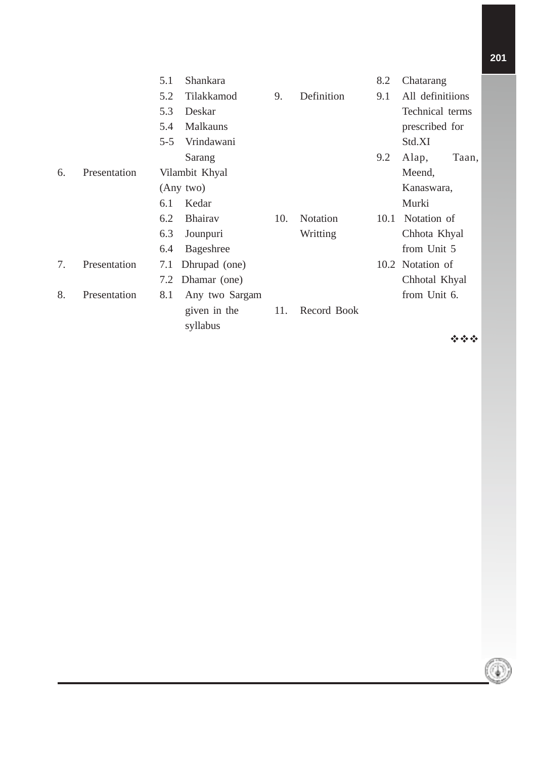| | | | | | |
|---|---|---|---|---|---|
| | | 5.1 Shankara | | | 8.2 Chatarang |
| | | 5.2 Tilakkamod | 9. | Definition | 9.1 All definitiions Technical terms prescribed for Std.XI |
| | | 5.3 Deskar | | | |
| | | 5.4 Malkauns | | | |
| | | 5-5 Vrindawani Sarang | | | 9.2 Alap, Taan, Meend, Kanaswara, Murki |
| 6. | Presentation | Vilambit Khyal (Any two) | | | |
| | | 6.1 Kedar | | | |
| | | 6.2 Bhairav | 10. | Notation Writting | 10.1 Notation of Chhota Khyal from Unit 5 |
| | | 6.3 Jounpuri | | | |
| | | 6.4 Bageshree | | | |
| 7. | Presentation | 7.1 Dhrupad (one) | | | 10.2 Notation of Chhotal Khyal from Unit 6. |
| | | 7.2 Dhamar (one) | | | |
| 8. | Presentation | 8.1 Any two Sargam given in the syllabus | 11. | Record Book | |

❖❖❖